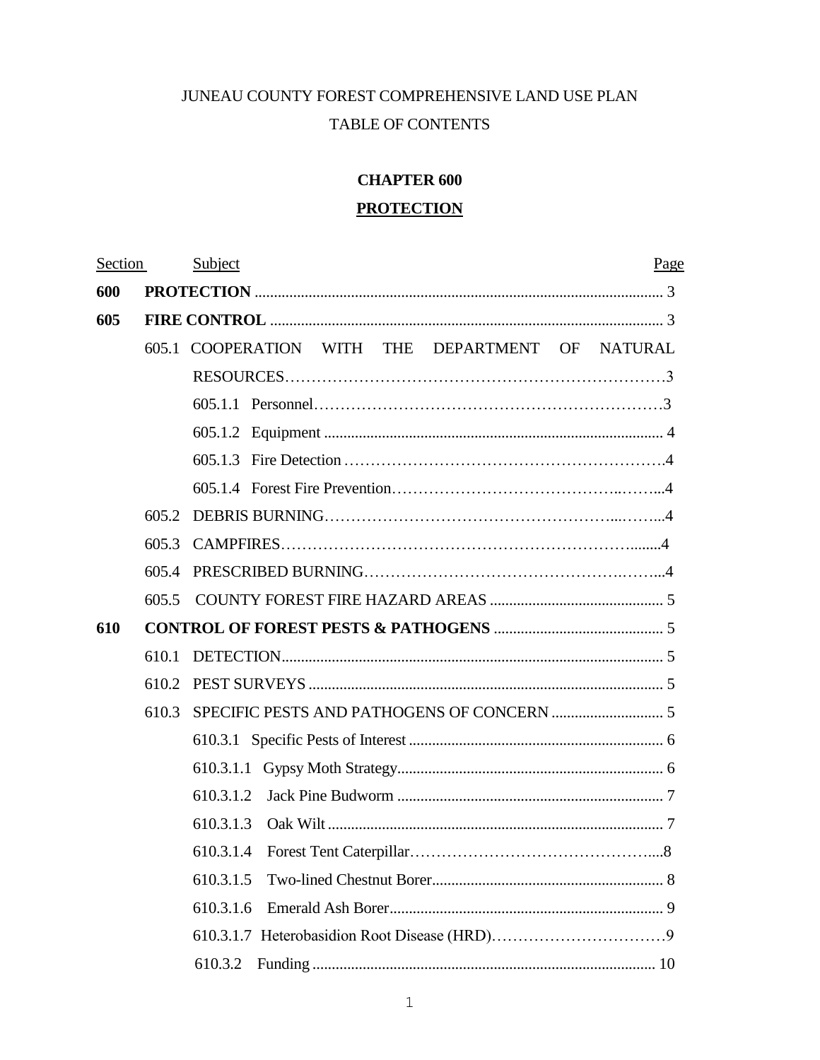JUNEAU COUNTY FOREST COMPREHENSIVE LAND USE PLAN

TABLE OF CONTENTS

# CHAPTER 600

## PROTECTION

| Section | Subject | Page |
|---|---|---|
| **600** | **PROTECTION** | 3 |
| **605** | **FIRE CONTROL** | 3 |
| | 605.1 COOPERATION WITH THE DEPARTMENT OF NATURAL RESOURCES | 3 |
| | 605.1.1 Personnel | 3 |
| | 605.1.2 Equipment | 4 |
| | 605.1.3 Fire Detection | 4 |
| | 605.1.4 Forest Fire Prevention | 4 |
| | 605.2 DEBRIS BURNING | 4 |
| | 605.3 CAMPFIRES | 4 |
| | 605.4 PRESCRIBED BURNING | 4 |
| | 605.5 COUNTY FOREST FIRE HAZARD AREAS | 5 |
| **610** | **CONTROL OF FOREST PESTS & PATHOGENS** | 5 |
| | 610.1 DETECTION | 5 |
| | 610.2 PEST SURVEYS | 5 |
| | 610.3 SPECIFIC PESTS AND PATHOGENS OF CONCERN | 5 |
| | 610.3.1 Specific Pests of Interest | 6 |
| | 610.3.1.1 Gypsy Moth Strategy | 6 |
| | 610.3.1.2 Jack Pine Budworm | 7 |
| | 610.3.1.3 Oak Wilt | 7 |
| | 610.3.1.4 Forest Tent Caterpillar | 8 |
| | 610.3.1.5 Two-lined Chestnut Borer | 8 |
| | 610.3.1.6 Emerald Ash Borer | 9 |
| | 610.3.1.7 Heterobasidion Root Disease (HRD) | 9 |
| | 610.3.2 Funding | 10 |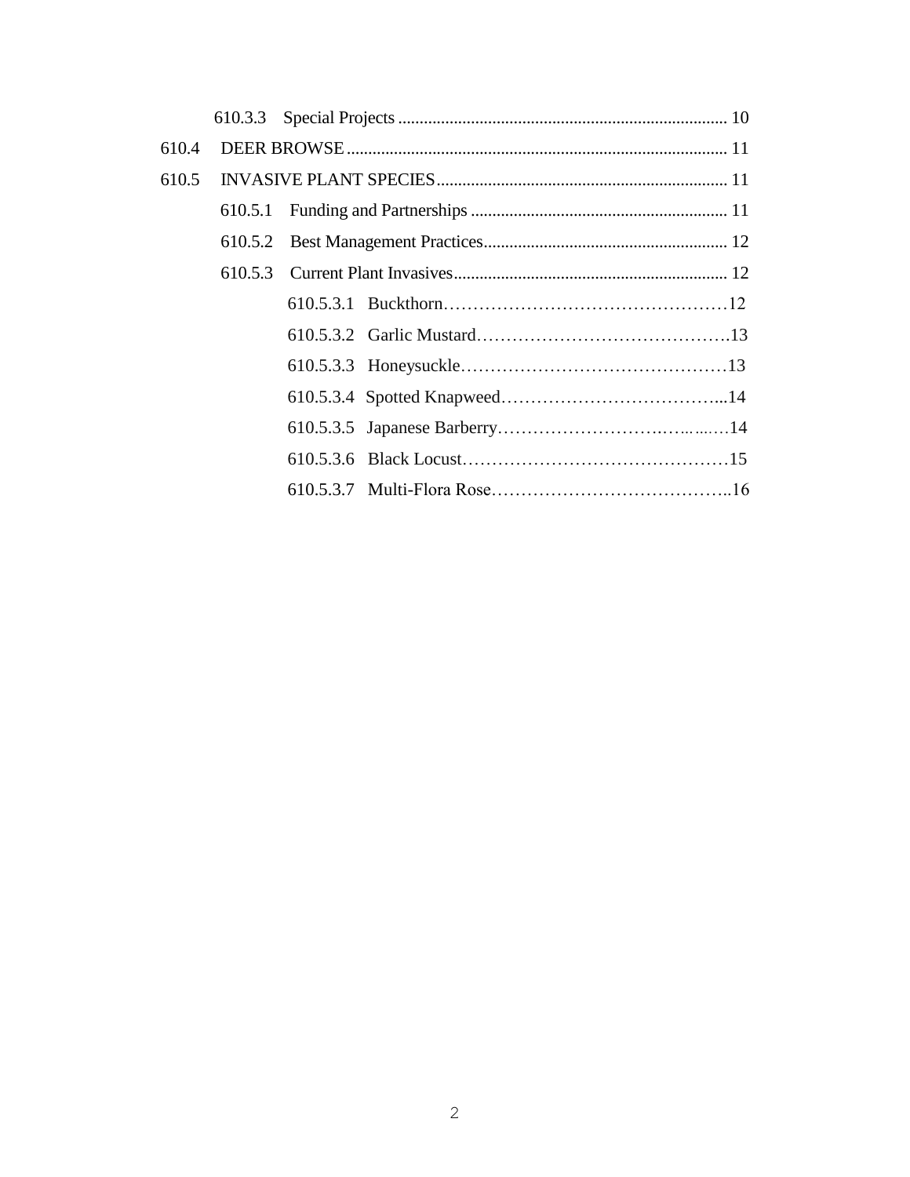610.3.3 Special Projects ............................................................................ 10

610.4 DEER BROWSE ........................................................................................ 11

610.5 INVASIVE PLANT SPECIES ................................................................... 11

610.5.1 Funding and Partnerships ........................................................... 11

610.5.2 Best Management Practices......................................................... 12

610.5.3 Current Plant Invasives................................................................ 12

610.5.3.1 Buckthorn…………………………………………12

610.5.3.2 Garlic Mustard…………………………………….13

610.5.3.3 Honeysuckle………………………………………13

610.5.3.4 Spotted Knapweed………………………………...14

610.5.3.5 Japanese Barberry…………………………………14

610.5.3.6 Black Locust………………………………………15

610.5.3.7 Multi-Flora Rose…………………………………..16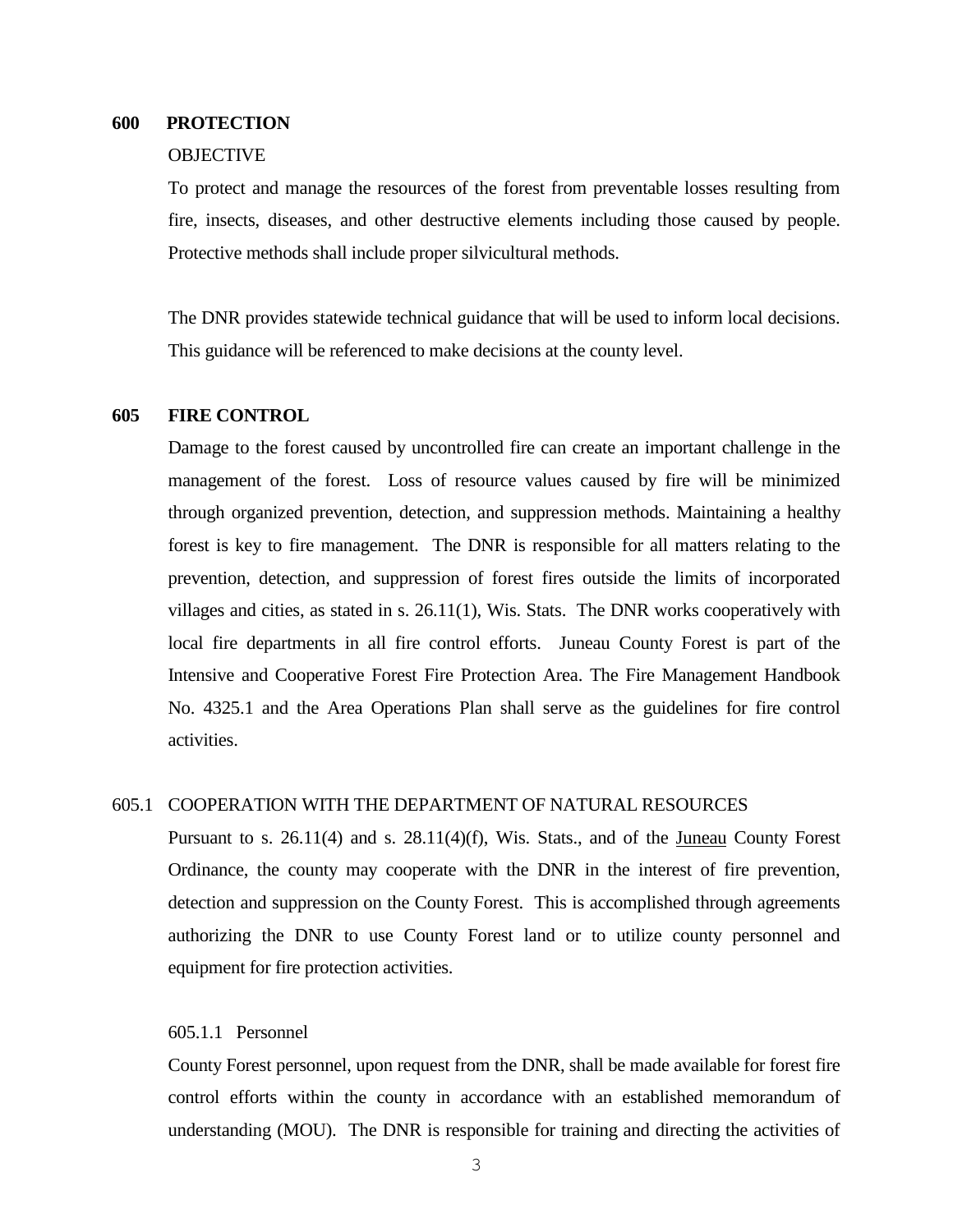## 600 PROTECTION

OBJECTIVE

To protect and manage the resources of the forest from preventable losses resulting from fire, insects, diseases, and other destructive elements including those caused by people. Protective methods shall include proper silvicultural methods.

The DNR provides statewide technical guidance that will be used to inform local decisions. This guidance will be referenced to make decisions at the county level.

## 605 FIRE CONTROL

Damage to the forest caused by uncontrolled fire can create an important challenge in the management of the forest. Loss of resource values caused by fire will be minimized through organized prevention, detection, and suppression methods. Maintaining a healthy forest is key to fire management. The DNR is responsible for all matters relating to the prevention, detection, and suppression of forest fires outside the limits of incorporated villages and cities, as stated in s. 26.11(1), Wis. Stats. The DNR works cooperatively with local fire departments in all fire control efforts. Juneau County Forest is part of the Intensive and Cooperative Forest Fire Protection Area. The Fire Management Handbook No. 4325.1 and the Area Operations Plan shall serve as the guidelines for fire control activities.

### 605.1 COOPERATION WITH THE DEPARTMENT OF NATURAL RESOURCES

Pursuant to s. 26.11(4) and s. 28.11(4)(f), Wis. Stats., and of the Juneau County Forest Ordinance, the county may cooperate with the DNR in the interest of fire prevention, detection and suppression on the County Forest. This is accomplished through agreements authorizing the DNR to use County Forest land or to utilize county personnel and equipment for fire protection activities.

#### 605.1.1 Personnel

County Forest personnel, upon request from the DNR, shall be made available for forest fire control efforts within the county in accordance with an established memorandum of understanding (MOU). The DNR is responsible for training and directing the activities of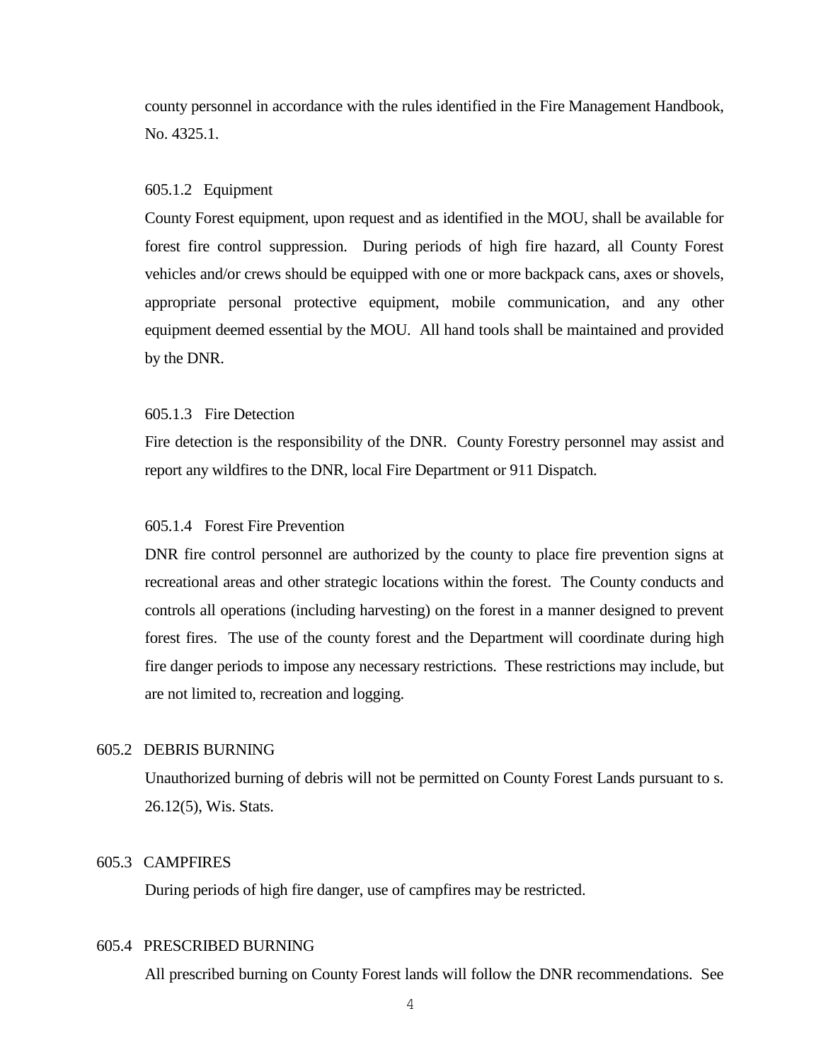county personnel in accordance with the rules identified in the Fire Management Handbook, No. 4325.1.

#### 605.1.2 Equipment

County Forest equipment, upon request and as identified in the MOU, shall be available for forest fire control suppression. During periods of high fire hazard, all County Forest vehicles and/or crews should be equipped with one or more backpack cans, axes or shovels, appropriate personal protective equipment, mobile communication, and any other equipment deemed essential by the MOU. All hand tools shall be maintained and provided by the DNR.

#### 605.1.3 Fire Detection

Fire detection is the responsibility of the DNR. County Forestry personnel may assist and report any wildfires to the DNR, local Fire Department or 911 Dispatch.

#### 605.1.4 Forest Fire Prevention

DNR fire control personnel are authorized by the county to place fire prevention signs at recreational areas and other strategic locations within the forest. The County conducts and controls all operations (including harvesting) on the forest in a manner designed to prevent forest fires. The use of the county forest and the Department will coordinate during high fire danger periods to impose any necessary restrictions. These restrictions may include, but are not limited to, recreation and logging.

### 605.2 DEBRIS BURNING

Unauthorized burning of debris will not be permitted on County Forest Lands pursuant to s. 26.12(5), Wis. Stats.

### 605.3 CAMPFIRES

During periods of high fire danger, use of campfires may be restricted.

### 605.4 PRESCRIBED BURNING

All prescribed burning on County Forest lands will follow the DNR recommendations. See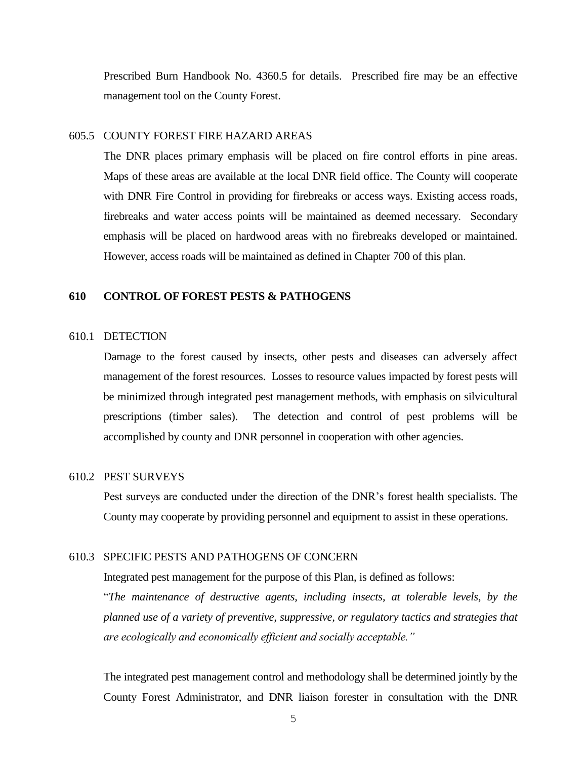Prescribed Burn Handbook No. 4360.5 for details. Prescribed fire may be an effective management tool on the County Forest.

605.5 COUNTY FOREST FIRE HAZARD AREAS

The DNR places primary emphasis will be placed on fire control efforts in pine areas. Maps of these areas are available at the local DNR field office. The County will cooperate with DNR Fire Control in providing for firebreaks or access ways. Existing access roads, firebreaks and water access points will be maintained as deemed necessary. Secondary emphasis will be placed on hardwood areas with no firebreaks developed or maintained. However, access roads will be maintained as defined in Chapter 700 of this plan.

## 610 CONTROL OF FOREST PESTS & PATHOGENS

610.1 DETECTION

Damage to the forest caused by insects, other pests and diseases can adversely affect management of the forest resources. Losses to resource values impacted by forest pests will be minimized through integrated pest management methods, with emphasis on silvicultural prescriptions (timber sales). The detection and control of pest problems will be accomplished by county and DNR personnel in cooperation with other agencies.

610.2 PEST SURVEYS

Pest surveys are conducted under the direction of the DNR's forest health specialists. The County may cooperate by providing personnel and equipment to assist in these operations.

610.3 SPECIFIC PESTS AND PATHOGENS OF CONCERN

Integrated pest management for the purpose of this Plan, is defined as follows:

"*The maintenance of destructive agents, including insects, at tolerable levels, by the planned use of a variety of preventive, suppressive, or regulatory tactics and strategies that are ecologically and economically efficient and socially acceptable.*"

The integrated pest management control and methodology shall be determined jointly by the County Forest Administrator, and DNR liaison forester in consultation with the DNR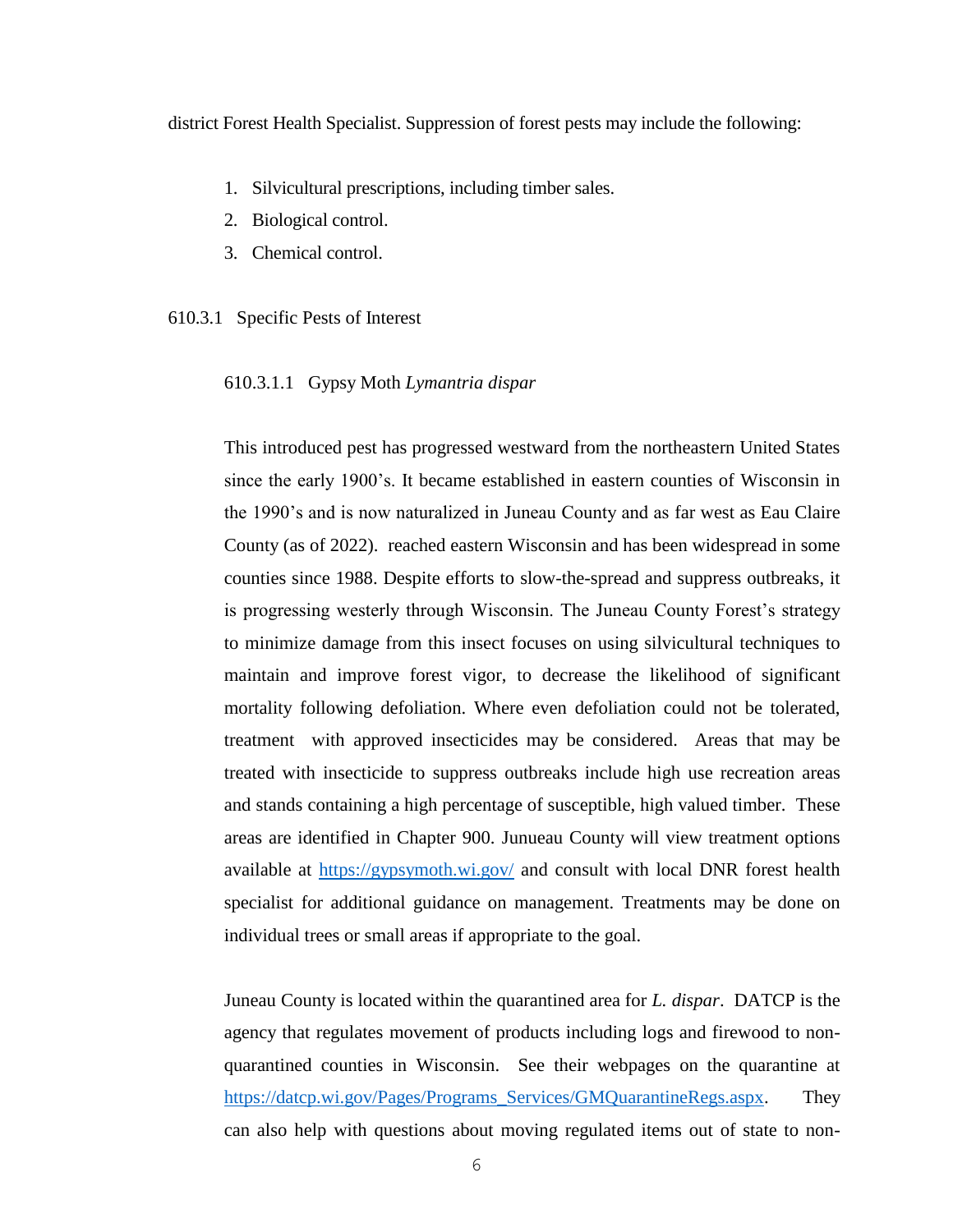district Forest Health Specialist. Suppression of forest pests may include the following:

1. Silvicultural prescriptions, including timber sales.
2. Biological control.
3. Chemical control.

### 610.3.1 Specific Pests of Interest

#### 610.3.1.1 Gypsy Moth *Lymantria dispar*

This introduced pest has progressed westward from the northeastern United States since the early 1900's. It became established in eastern counties of Wisconsin in the 1990's and is now naturalized in Juneau County and as far west as Eau Claire County (as of 2022). reached eastern Wisconsin and has been widespread in some counties since 1988. Despite efforts to slow-the-spread and suppress outbreaks, it is progressing westerly through Wisconsin. The Juneau County Forest's strategy to minimize damage from this insect focuses on using silvicultural techniques to maintain and improve forest vigor, to decrease the likelihood of significant mortality following defoliation. Where even defoliation could not be tolerated, treatment with approved insecticides may be considered. Areas that may be treated with insecticide to suppress outbreaks include high use recreation areas and stands containing a high percentage of susceptible, high valued timber. These areas are identified in Chapter 900. Junueau County will view treatment options available at [https://gypsymoth.wi.gov/](https://gypsymoth.wi.gov/) and consult with local DNR forest health specialist for additional guidance on management. Treatments may be done on individual trees or small areas if appropriate to the goal.

Juneau County is located within the quarantined area for *L. dispar*. DATCP is the agency that regulates movement of products including logs and firewood to non-quarantined counties in Wisconsin. See their webpages on the quarantine at [https://datcp.wi.gov/Pages/Programs_Services/GMQuarantineRegs.aspx](https://datcp.wi.gov/Pages/Programs_Services/GMQuarantineRegs.aspx). They can also help with questions about moving regulated items out of state to non-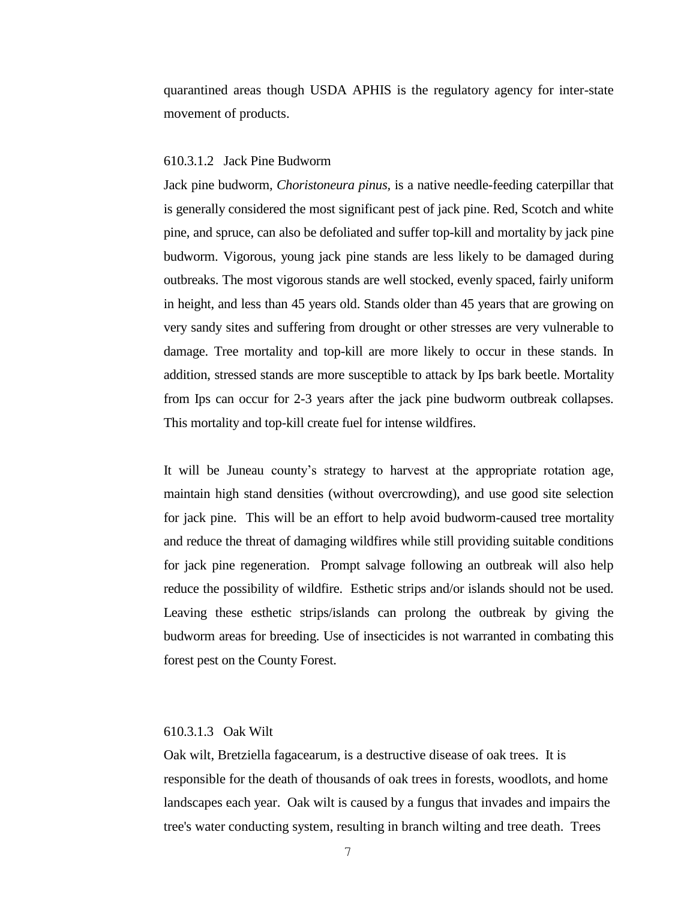quarantined areas though USDA APHIS is the regulatory agency for inter-state movement of products.

#### 610.3.1.2 Jack Pine Budworm

Jack pine budworm, *Choristoneura pinus*, is a native needle-feeding caterpillar that is generally considered the most significant pest of jack pine. Red, Scotch and white pine, and spruce, can also be defoliated and suffer top-kill and mortality by jack pine budworm. Vigorous, young jack pine stands are less likely to be damaged during outbreaks. The most vigorous stands are well stocked, evenly spaced, fairly uniform in height, and less than 45 years old. Stands older than 45 years that are growing on very sandy sites and suffering from drought or other stresses are very vulnerable to damage. Tree mortality and top-kill are more likely to occur in these stands. In addition, stressed stands are more susceptible to attack by Ips bark beetle. Mortality from Ips can occur for 2-3 years after the jack pine budworm outbreak collapses. This mortality and top-kill create fuel for intense wildfires.

It will be Juneau county's strategy to harvest at the appropriate rotation age, maintain high stand densities (without overcrowding), and use good site selection for jack pine. This will be an effort to help avoid budworm-caused tree mortality and reduce the threat of damaging wildfires while still providing suitable conditions for jack pine regeneration. Prompt salvage following an outbreak will also help reduce the possibility of wildfire. Esthetic strips and/or islands should not be used. Leaving these esthetic strips/islands can prolong the outbreak by giving the budworm areas for breeding. Use of insecticides is not warranted in combating this forest pest on the County Forest.

#### 610.3.1.3 Oak Wilt

Oak wilt, Bretziella fagacearum, is a destructive disease of oak trees. It is responsible for the death of thousands of oak trees in forests, woodlots, and home landscapes each year. Oak wilt is caused by a fungus that invades and impairs the tree's water conducting system, resulting in branch wilting and tree death. Trees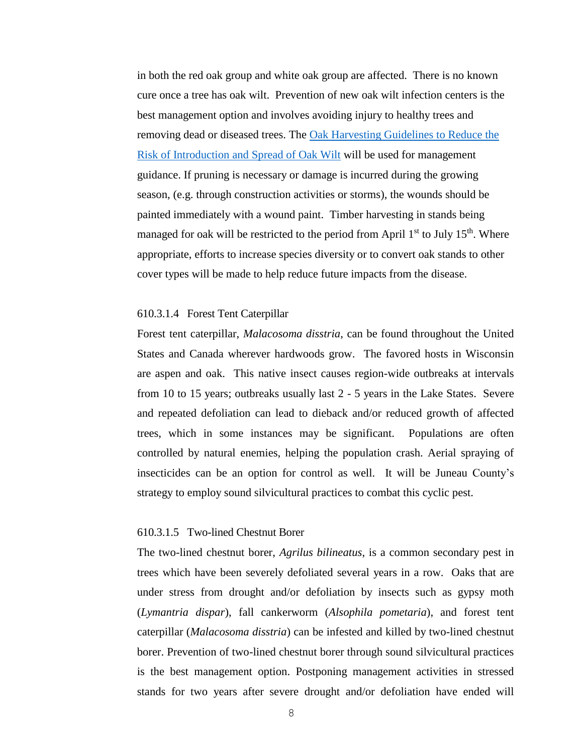in both the red oak group and white oak group are affected. There is no known cure once a tree has oak wilt. Prevention of new oak wilt infection centers is the best management option and involves avoiding injury to healthy trees and removing dead or diseased trees. The Oak Harvesting Guidelines to Reduce the Risk of Introduction and Spread of Oak Wilt will be used for management guidance. If pruning is necessary or damage is incurred during the growing season, (e.g. through construction activities or storms), the wounds should be painted immediately with a wound paint. Timber harvesting in stands being managed for oak will be restricted to the period from April 1st to July 15th. Where appropriate, efforts to increase species diversity or to convert oak stands to other cover types will be made to help reduce future impacts from the disease.

#### 610.3.1.4 Forest Tent Caterpillar

Forest tent caterpillar, *Malacosoma disstria*, can be found throughout the United States and Canada wherever hardwoods grow. The favored hosts in Wisconsin are aspen and oak. This native insect causes region-wide outbreaks at intervals from 10 to 15 years; outbreaks usually last 2 - 5 years in the Lake States. Severe and repeated defoliation can lead to dieback and/or reduced growth of affected trees, which in some instances may be significant. Populations are often controlled by natural enemies, helping the population crash. Aerial spraying of insecticides can be an option for control as well. It will be Juneau County's strategy to employ sound silvicultural practices to combat this cyclic pest.

#### 610.3.1.5 Two-lined Chestnut Borer

The two-lined chestnut borer, *Agrilus bilineatus*, is a common secondary pest in trees which have been severely defoliated several years in a row. Oaks that are under stress from drought and/or defoliation by insects such as gypsy moth (*Lymantria dispar*), fall cankerworm (*Alsophila pometaria*), and forest tent caterpillar (*Malacosoma disstria*) can be infested and killed by two-lined chestnut borer. Prevention of two-lined chestnut borer through sound silvicultural practices is the best management option. Postponing management activities in stressed stands for two years after severe drought and/or defoliation have ended will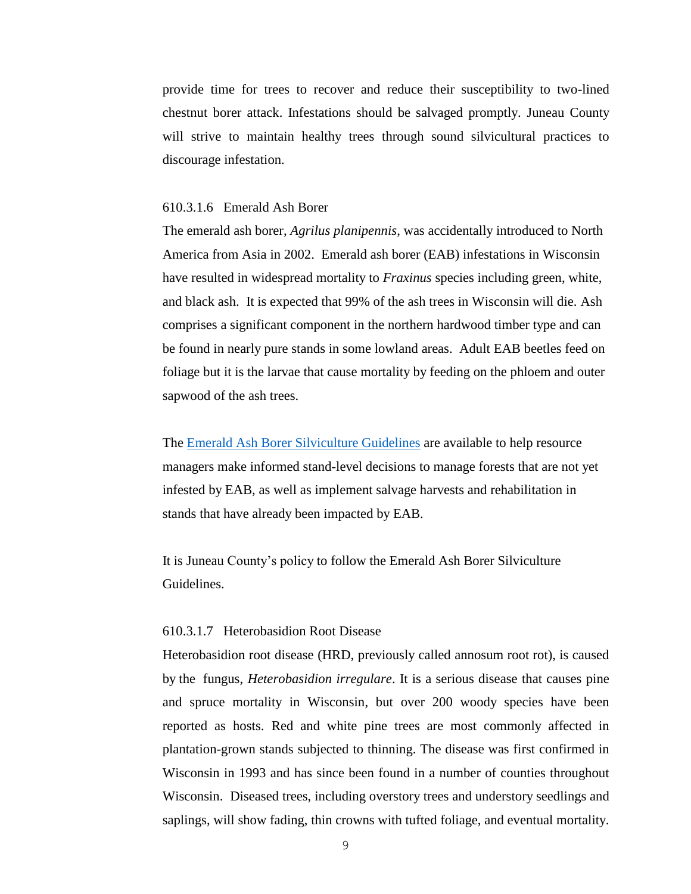provide time for trees to recover and reduce their susceptibility to two-lined chestnut borer attack. Infestations should be salvaged promptly. Juneau County will strive to maintain healthy trees through sound silvicultural practices to discourage infestation.

#### 610.3.1.6 Emerald Ash Borer

The emerald ash borer, *Agrilus planipennis*, was accidentally introduced to North America from Asia in 2002. Emerald ash borer (EAB) infestations in Wisconsin have resulted in widespread mortality to *Fraxinus* species including green, white, and black ash. It is expected that 99% of the ash trees in Wisconsin will die. Ash comprises a significant component in the northern hardwood timber type and can be found in nearly pure stands in some lowland areas. Adult EAB beetles feed on foliage but it is the larvae that cause mortality by feeding on the phloem and outer sapwood of the ash trees.

The Emerald Ash Borer Silviculture Guidelines are available to help resource managers make informed stand-level decisions to manage forests that are not yet infested by EAB, as well as implement salvage harvests and rehabilitation in stands that have already been impacted by EAB.

It is Juneau County's policy to follow the Emerald Ash Borer Silviculture Guidelines.

#### 610.3.1.7 Heterobasidion Root Disease

Heterobasidion root disease (HRD, previously called annosum root rot), is caused by the fungus, *Heterobasidion irregulare*. It is a serious disease that causes pine and spruce mortality in Wisconsin, but over 200 woody species have been reported as hosts. Red and white pine trees are most commonly affected in plantation-grown stands subjected to thinning. The disease was first confirmed in Wisconsin in 1993 and has since been found in a number of counties throughout Wisconsin. Diseased trees, including overstory trees and understory seedlings and saplings, will show fading, thin crowns with tufted foliage, and eventual mortality.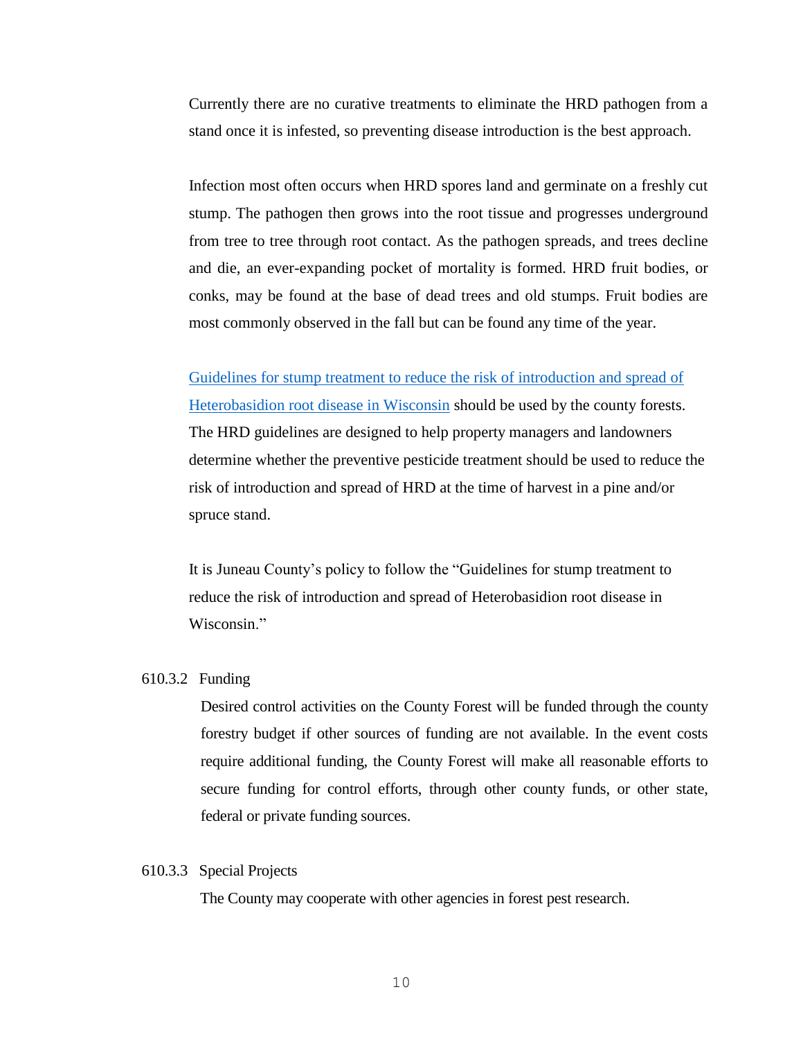Currently there are no curative treatments to eliminate the HRD pathogen from a stand once it is infested, so preventing disease introduction is the best approach.

Infection most often occurs when HRD spores land and germinate on a freshly cut stump. The pathogen then grows into the root tissue and progresses underground from tree to tree through root contact. As the pathogen spreads, and trees decline and die, an ever-expanding pocket of mortality is formed. HRD fruit bodies, or conks, may be found at the base of dead trees and old stumps. Fruit bodies are most commonly observed in the fall but can be found any time of the year.

Guidelines for stump treatment to reduce the risk of introduction and spread of Heterobasidion root disease in Wisconsin should be used by the county forests. The HRD guidelines are designed to help property managers and landowners determine whether the preventive pesticide treatment should be used to reduce the risk of introduction and spread of HRD at the time of harvest in a pine and/or spruce stand.

It is Juneau County's policy to follow the "Guidelines for stump treatment to reduce the risk of introduction and spread of Heterobasidion root disease in Wisconsin."

#### 610.3.2 Funding

Desired control activities on the County Forest will be funded through the county forestry budget if other sources of funding are not available. In the event costs require additional funding, the County Forest will make all reasonable efforts to secure funding for control efforts, through other county funds, or other state, federal or private funding sources.

#### 610.3.3 Special Projects

The County may cooperate with other agencies in forest pest research.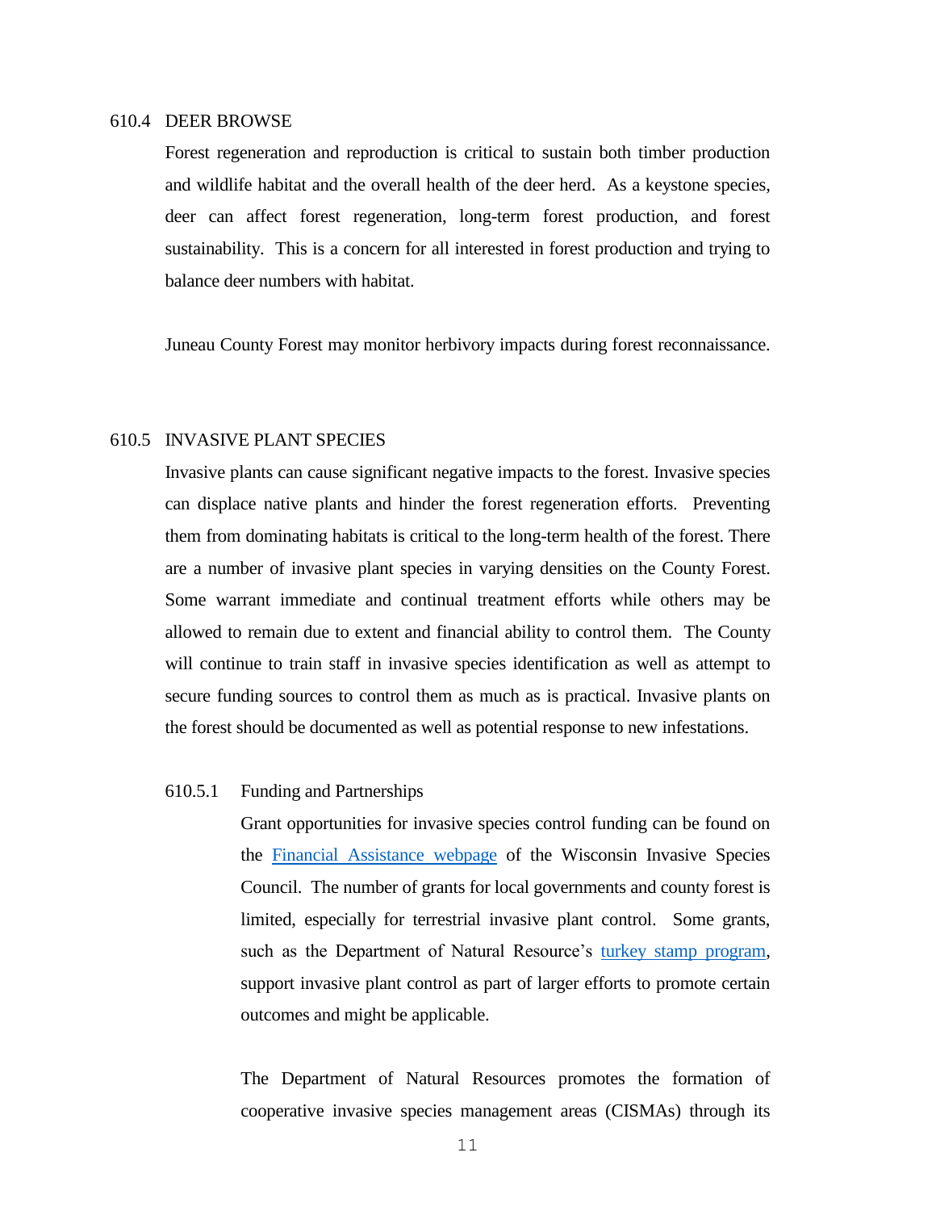## 610.4 DEER BROWSE

Forest regeneration and reproduction is critical to sustain both timber production and wildlife habitat and the overall health of the deer herd. As a keystone species, deer can affect forest regeneration, long-term forest production, and forest sustainability. This is a concern for all interested in forest production and trying to balance deer numbers with habitat.

Juneau County Forest may monitor herbivory impacts during forest reconnaissance.

## 610.5 INVASIVE PLANT SPECIES

Invasive plants can cause significant negative impacts to the forest. Invasive species can displace native plants and hinder the forest regeneration efforts. Preventing them from dominating habitats is critical to the long-term health of the forest. There are a number of invasive plant species in varying densities on the County Forest. Some warrant immediate and continual treatment efforts while others may be allowed to remain due to extent and financial ability to control them. The County will continue to train staff in invasive species identification as well as attempt to secure funding sources to control them as much as is practical. Invasive plants on the forest should be documented as well as potential response to new infestations.

### 610.5.1 Funding and Partnerships

Grant opportunities for invasive species control funding can be found on the Financial Assistance webpage of the Wisconsin Invasive Species Council. The number of grants for local governments and county forest is limited, especially for terrestrial invasive plant control. Some grants, such as the Department of Natural Resource's turkey stamp program, support invasive plant control as part of larger efforts to promote certain outcomes and might be applicable.

The Department of Natural Resources promotes the formation of cooperative invasive species management areas (CISMAs) through its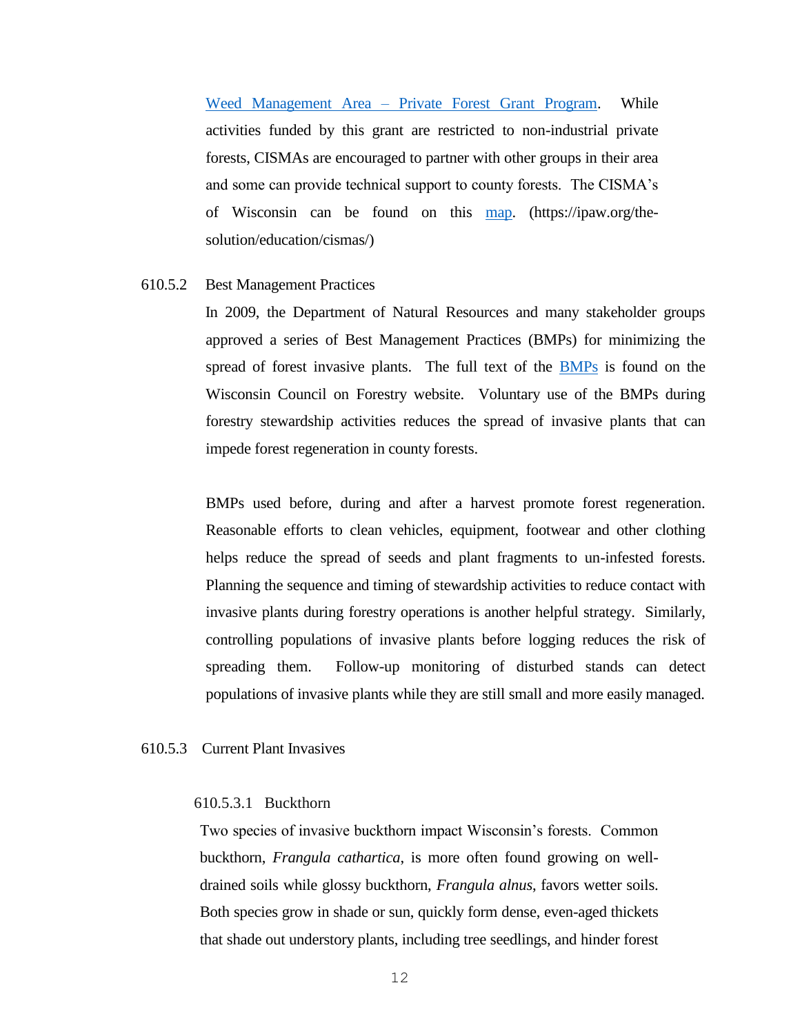[Weed Management Area – Private Forest Grant Program](). While activities funded by this grant are restricted to non-industrial private forests, CISMAs are encouraged to partner with other groups in their area and some can provide technical support to county forests. The CISMA's of Wisconsin can be found on this [map](). (https://ipaw.org/the-solution/education/cismas/)

### 610.5.2 Best Management Practices

In 2009, the Department of Natural Resources and many stakeholder groups approved a series of Best Management Practices (BMPs) for minimizing the spread of forest invasive plants. The full text of the [BMPs]() is found on the Wisconsin Council on Forestry website. Voluntary use of the BMPs during forestry stewardship activities reduces the spread of invasive plants that can impede forest regeneration in county forests.

BMPs used before, during and after a harvest promote forest regeneration. Reasonable efforts to clean vehicles, equipment, footwear and other clothing helps reduce the spread of seeds and plant fragments to un-infested forests. Planning the sequence and timing of stewardship activities to reduce contact with invasive plants during forestry operations is another helpful strategy. Similarly, controlling populations of invasive plants before logging reduces the risk of spreading them. Follow-up monitoring of disturbed stands can detect populations of invasive plants while they are still small and more easily managed.

### 610.5.3 Current Plant Invasives

#### 610.5.3.1 Buckthorn

Two species of invasive buckthorn impact Wisconsin's forests. Common buckthorn, *Frangula cathartica*, is more often found growing on well-drained soils while glossy buckthorn, *Frangula alnus*, favors wetter soils. Both species grow in shade or sun, quickly form dense, even-aged thickets that shade out understory plants, including tree seedlings, and hinder forest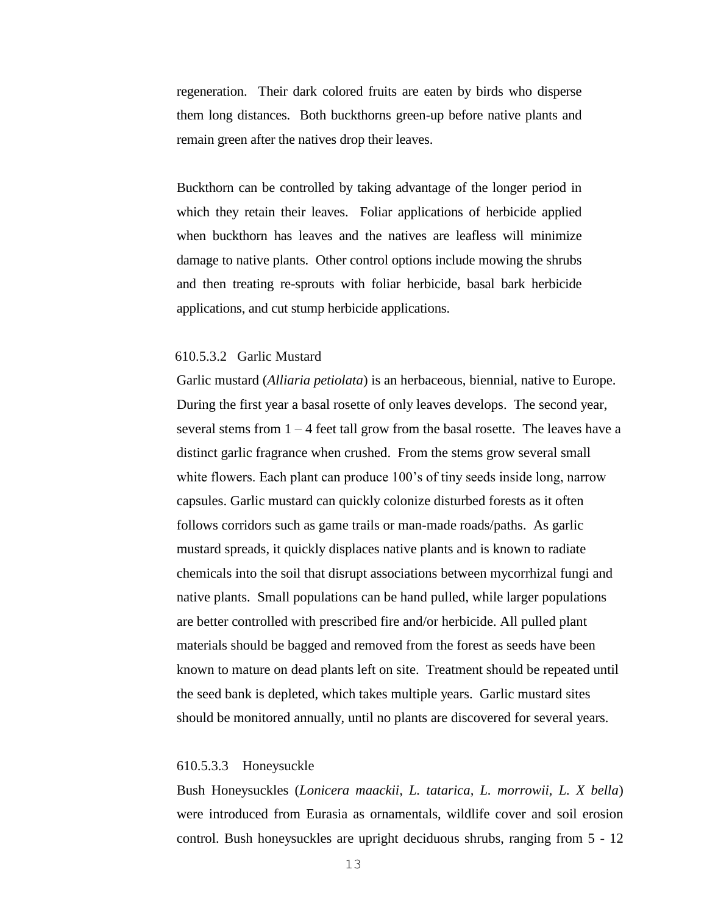regeneration. Their dark colored fruits are eaten by birds who disperse them long distances. Both buckthorns green-up before native plants and remain green after the natives drop their leaves.

Buckthorn can be controlled by taking advantage of the longer period in which they retain their leaves. Foliar applications of herbicide applied when buckthorn has leaves and the natives are leafless will minimize damage to native plants. Other control options include mowing the shrubs and then treating re-sprouts with foliar herbicide, basal bark herbicide applications, and cut stump herbicide applications.

#### 610.5.3.2 Garlic Mustard

Garlic mustard (*Alliaria petiolata*) is an herbaceous, biennial, native to Europe. During the first year a basal rosette of only leaves develops. The second year, several stems from 1 – 4 feet tall grow from the basal rosette. The leaves have a distinct garlic fragrance when crushed. From the stems grow several small white flowers. Each plant can produce 100's of tiny seeds inside long, narrow capsules. Garlic mustard can quickly colonize disturbed forests as it often follows corridors such as game trails or man-made roads/paths. As garlic mustard spreads, it quickly displaces native plants and is known to radiate chemicals into the soil that disrupt associations between mycorrhizal fungi and native plants. Small populations can be hand pulled, while larger populations are better controlled with prescribed fire and/or herbicide. All pulled plant materials should be bagged and removed from the forest as seeds have been known to mature on dead plants left on site. Treatment should be repeated until the seed bank is depleted, which takes multiple years. Garlic mustard sites should be monitored annually, until no plants are discovered for several years.

#### 610.5.3.3 Honeysuckle

Bush Honeysuckles (*Lonicera maackii*, *L. tatarica*, *L. morrowii*, *L. X bella*) were introduced from Eurasia as ornamentals, wildlife cover and soil erosion control. Bush honeysuckles are upright deciduous shrubs, ranging from 5 - 12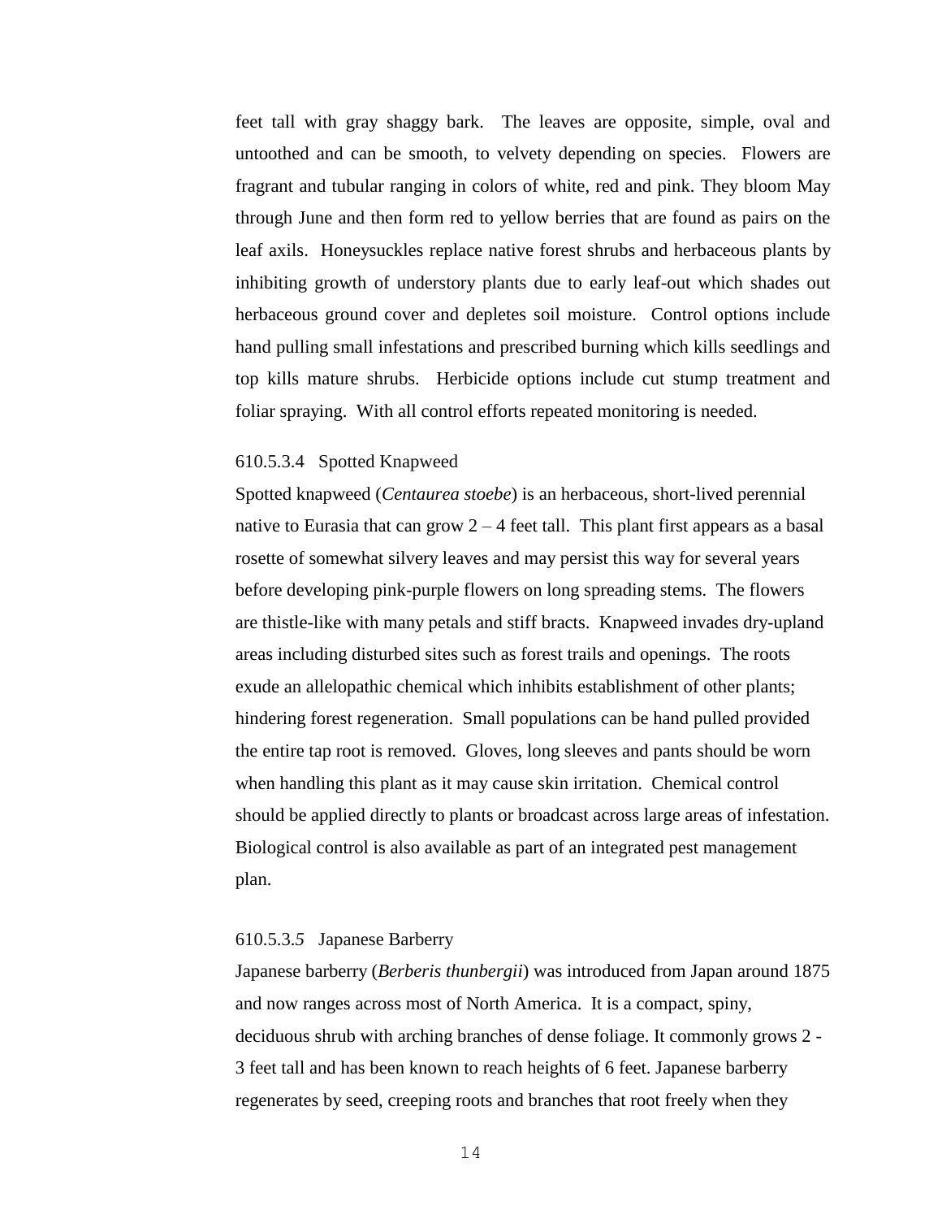feet tall with gray shaggy bark. The leaves are opposite, simple, oval and untoothed and can be smooth, to velvety depending on species. Flowers are fragrant and tubular ranging in colors of white, red and pink. They bloom May through June and then form red to yellow berries that are found as pairs on the leaf axils. Honeysuckles replace native forest shrubs and herbaceous plants by inhibiting growth of understory plants due to early leaf-out which shades out herbaceous ground cover and depletes soil moisture. Control options include hand pulling small infestations and prescribed burning which kills seedlings and top kills mature shrubs. Herbicide options include cut stump treatment and foliar spraying. With all control efforts repeated monitoring is needed.

#### 610.5.3.4 Spotted Knapweed

Spotted knapweed (*Centaurea stoebe*) is an herbaceous, short-lived perennial native to Eurasia that can grow 2 – 4 feet tall. This plant first appears as a basal rosette of somewhat silvery leaves and may persist this way for several years before developing pink-purple flowers on long spreading stems. The flowers are thistle-like with many petals and stiff bracts. Knapweed invades dry-upland areas including disturbed sites such as forest trails and openings. The roots exude an allelopathic chemical which inhibits establishment of other plants; hindering forest regeneration. Small populations can be hand pulled provided the entire tap root is removed. Gloves, long sleeves and pants should be worn when handling this plant as it may cause skin irritation. Chemical control should be applied directly to plants or broadcast across large areas of infestation. Biological control is also available as part of an integrated pest management plan.

#### 610.5.3.5 Japanese Barberry

Japanese barberry (*Berberis thunbergii*) was introduced from Japan around 1875 and now ranges across most of North America. It is a compact, spiny, deciduous shrub with arching branches of dense foliage. It commonly grows 2 - 3 feet tall and has been known to reach heights of 6 feet. Japanese barberry regenerates by seed, creeping roots and branches that root freely when they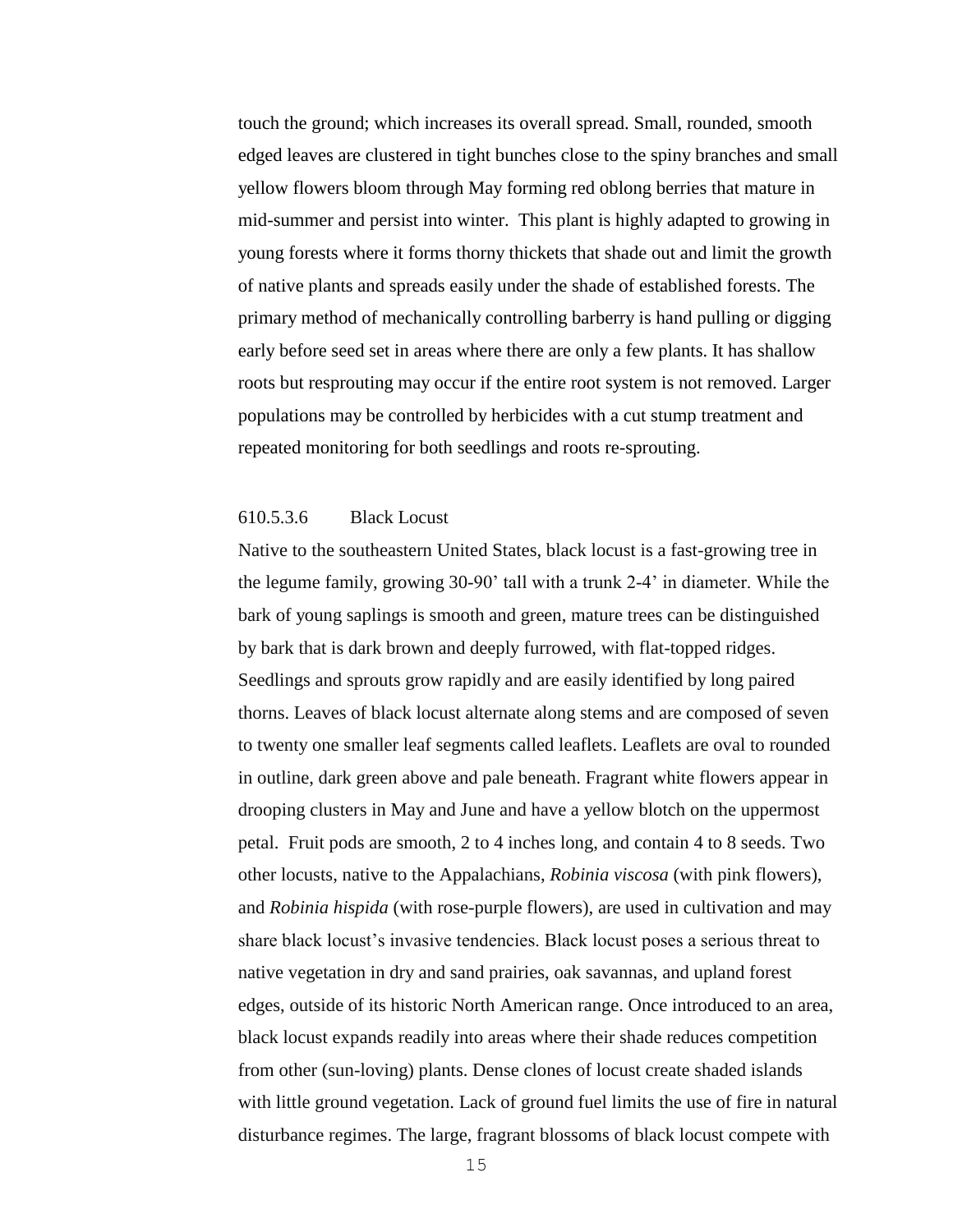touch the ground; which increases its overall spread. Small, rounded, smooth edged leaves are clustered in tight bunches close to the spiny branches and small yellow flowers bloom through May forming red oblong berries that mature in mid-summer and persist into winter. This plant is highly adapted to growing in young forests where it forms thorny thickets that shade out and limit the growth of native plants and spreads easily under the shade of established forests. The primary method of mechanically controlling barberry is hand pulling or digging early before seed set in areas where there are only a few plants. It has shallow roots but resprouting may occur if the entire root system is not removed. Larger populations may be controlled by herbicides with a cut stump treatment and repeated monitoring for both seedlings and roots re-sprouting.

### 610.5.3.6 Black Locust

Native to the southeastern United States, black locust is a fast-growing tree in the legume family, growing 30-90' tall with a trunk 2-4' in diameter. While the bark of young saplings is smooth and green, mature trees can be distinguished by bark that is dark brown and deeply furrowed, with flat-topped ridges. Seedlings and sprouts grow rapidly and are easily identified by long paired thorns. Leaves of black locust alternate along stems and are composed of seven to twenty one smaller leaf segments called leaflets. Leaflets are oval to rounded in outline, dark green above and pale beneath. Fragrant white flowers appear in drooping clusters in May and June and have a yellow blotch on the uppermost petal. Fruit pods are smooth, 2 to 4 inches long, and contain 4 to 8 seeds. Two other locusts, native to the Appalachians, *Robinia viscosa* (with pink flowers), and *Robinia hispida* (with rose-purple flowers), are used in cultivation and may share black locust's invasive tendencies. Black locust poses a serious threat to native vegetation in dry and sand prairies, oak savannas, and upland forest edges, outside of its historic North American range. Once introduced to an area, black locust expands readily into areas where their shade reduces competition from other (sun-loving) plants. Dense clones of locust create shaded islands with little ground vegetation. Lack of ground fuel limits the use of fire in natural disturbance regimes. The large, fragrant blossoms of black locust compete with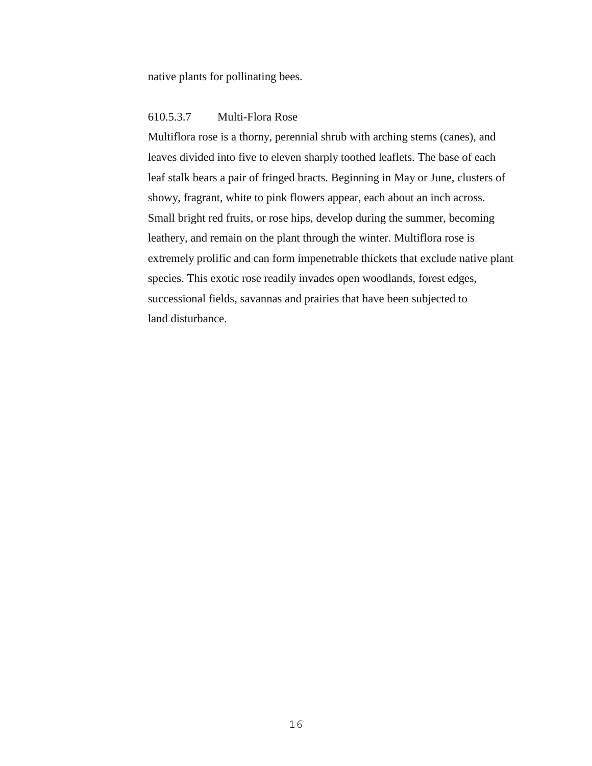native plants for pollinating bees.

#### 610.5.3.7 Multi-Flora Rose

Multiflora rose is a thorny, perennial shrub with arching stems (canes), and leaves divided into five to eleven sharply toothed leaflets. The base of each leaf stalk bears a pair of fringed bracts. Beginning in May or June, clusters of showy, fragrant, white to pink flowers appear, each about an inch across. Small bright red fruits, or rose hips, develop during the summer, becoming leathery, and remain on the plant through the winter. Multiflora rose is extremely prolific and can form impenetrable thickets that exclude native plant species. This exotic rose readily invades open woodlands, forest edges, successional fields, savannas and prairies that have been subjected to land disturbance.